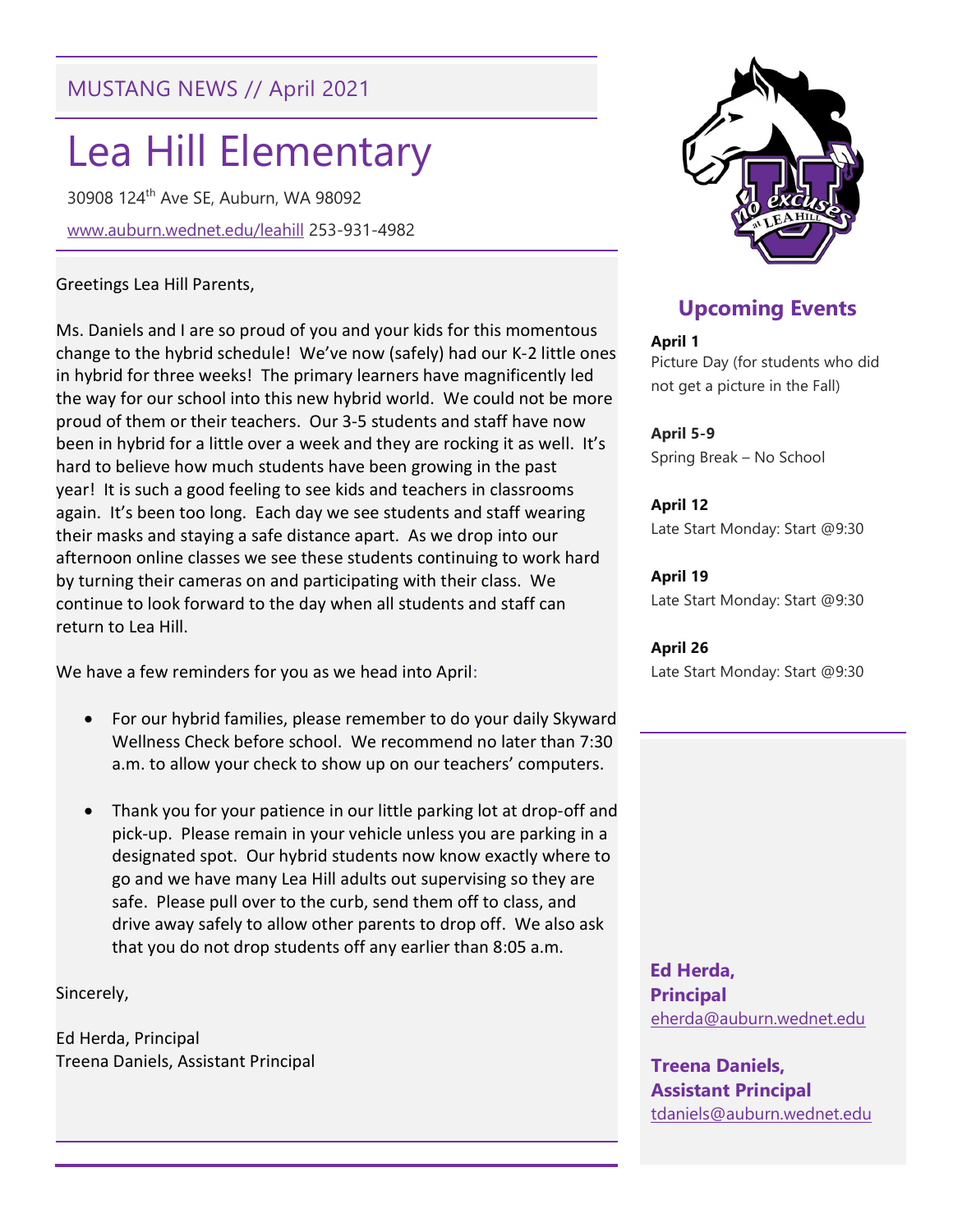MUSTANG NEWS // April 2021

# Lea Hill Elementary

30908 124th Ave SE, Auburn, WA 98092

www.auburn.wednet.edu/leahill 253-931-4982

Greetings Lea Hill Parents,

Ms. Daniels and I are so proud of you and your kids for this momentous change to the hybrid schedule! We've now (safely) had our K-2 little ones in hybrid for three weeks! The primary learners have magnificently led the way for our school into this new hybrid world. We could not be more proud of them or their teachers. Our 3-5 students and staff have now been in hybrid for a little over a week and they are rocking it as well. It's hard to believe how much students have been growing in the past year! It is such a good feeling to see kids and teachers in classrooms again. It's been too long. Each day we see students and staff wearing their masks and staying a safe distance apart. As we drop into our afternoon online classes we see these students continuing to work hard by turning their cameras on and participating with their class. We continue to look forward to the day when all students and staff can return to Lea Hill.

We have a few reminders for you as we head into April:

- For our hybrid families, please remember to do your daily Skyward Wellness Check before school. We recommend no later than 7:30 a.m. to allow your check to show up on our teachers' computers.
- Thank you for your patience in our little parking lot at drop-off and pick-up. Please remain in your vehicle unless you are parking in a designated spot. Our hybrid students now know exactly where to go and we have many Lea Hill adults out supervising so they are safe. Please pull over to the curb, send them off to class, and drive away safely to allow other parents to drop off. We also ask that you do not drop students off any earlier than 8:05 a.m.

Sincerely,

Ed Herda, Principal
Treena Daniels, Assistant Principal

## Upcoming Events

**April 1**
Picture Day (for students who did not get a picture in the Fall)

**April 5-9**
Spring Break – No School

**April 12**
Late Start Monday: Start @9:30

**April 19**
Late Start Monday: Start @9:30

**April 26**
Late Start Monday: Start @9:30

**Ed Herda, Principal**
eherda@auburn.wednet.edu

**Treena Daniels, Assistant Principal**
tdaniels@auburn.wednet.edu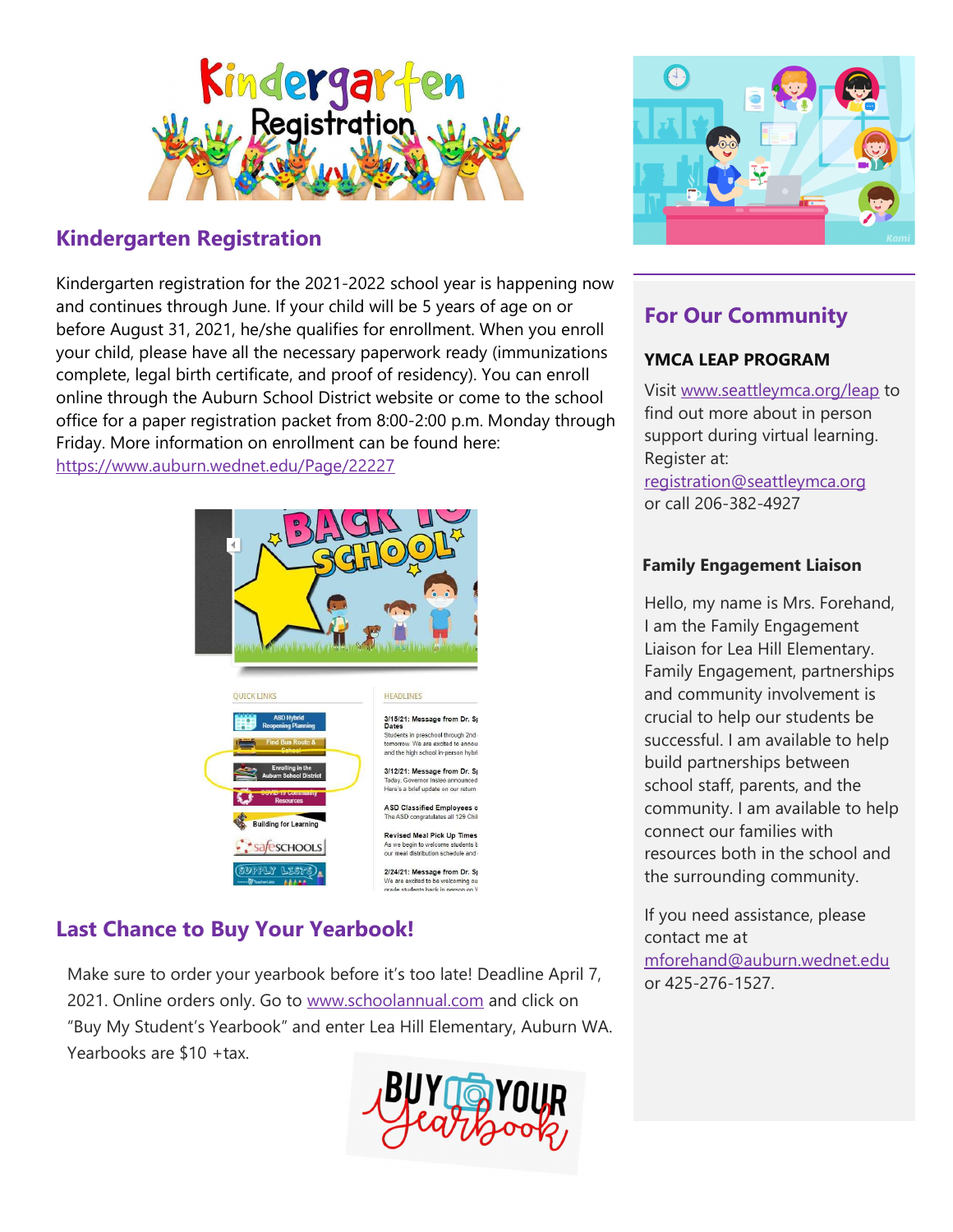## Kindergarten Registration

Kindergarten registration for the 2021-2022 school year is happening now and continues through June. If your child will be 5 years of age on or before August 31, 2021, he/she qualifies for enrollment. When you enroll your child, please have all the necessary paperwork ready (immunizations complete, legal birth certificate, and proof of residency). You can enroll online through the Auburn School District website or come to the school office for a paper registration packet from 8:00-2:00 p.m. Monday through Friday. More information on enrollment can be found here: https://www.auburn.wednet.edu/Page/22227

## Last Chance to Buy Your Yearbook!

Make sure to order your yearbook before it's too late! Deadline April 7, 2021. Online orders only. Go to www.schoolannual.com and click on "Buy My Student's Yearbook" and enter Lea Hill Elementary, Auburn WA. Yearbooks are $10 +tax.

## For Our Community

### YMCA LEAP PROGRAM

Visit www.seattleymca.org/leap to find out more about in person support during virtual learning. Register at: registration@seattleymca.org or call 206-382-4927

### Family Engagement Liaison

Hello, my name is Mrs. Forehand, I am the Family Engagement Liaison for Lea Hill Elementary. Family Engagement, partnerships and community involvement is crucial to help our students be successful. I am available to help build partnerships between school staff, parents, and the community. I am available to help connect our families with resources both in the school and the surrounding community.

If you need assistance, please contact me at mforehand@auburn.wednet.edu or 425-276-1527.